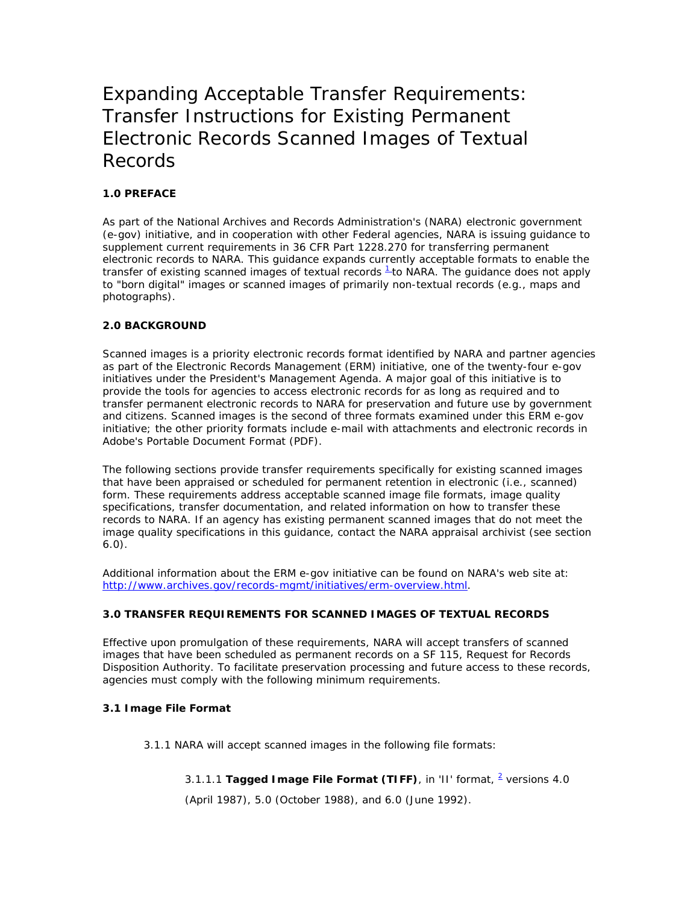# Expanding Acceptable Transfer Requirements: Transfer Instructions for Existing Permanent Electronic Records Scanned Images of Textual Records

**1.0 PREFACE**

As part of the National Archives and Records Administration's (NARA) electronic government (e-gov) initiative, and in cooperation with other Federal agencies, NARA is issuing guidance to supplement current requirements in 36 CFR Part 1228.270 for transferring permanent electronic records to NARA. This guidance expands currently acceptable formats to enable the transfer of existing scanned images of textual records [1] to NARA. The guidance does not apply to "born digital" images or scanned images of primarily non-textual records (e.g., maps and photographs).

**2.0 BACKGROUND**

Scanned images is a priority electronic records format identified by NARA and partner agencies as part of the Electronic Records Management (ERM) initiative, one of the twenty-four e-gov initiatives under the President's Management Agenda. A major goal of this initiative is to provide the tools for agencies to access electronic records for as long as required and to transfer permanent electronic records to NARA for preservation and future use by government and citizens. Scanned images is the second of three formats examined under this ERM e-gov initiative; the other priority formats include e-mail with attachments and electronic records in Adobe's Portable Document Format (PDF).

The following sections provide transfer requirements specifically for existing scanned images that have been appraised or scheduled for permanent retention in electronic (i.e., scanned) form. These requirements address acceptable scanned image file formats, image quality specifications, transfer documentation, and related information on how to transfer these records to NARA. If an agency has existing permanent scanned images that do not meet the image quality specifications in this guidance, contact the NARA appraisal archivist (see section 6.0).

Additional information about the ERM e-gov initiative can be found on NARA's web site at: http://www.archives.gov/records-mgmt/initiatives/erm-overview.html.

**3.0 TRANSFER REQUIREMENTS FOR SCANNED IMAGES OF TEXTUAL RECORDS**

Effective upon promulgation of these requirements, NARA will accept transfers of scanned images that have been scheduled as permanent records on a SF 115, Request for Records Disposition Authority. To facilitate preservation processing and future access to these records, agencies must comply with the following minimum requirements.

**3.1 Image File Format**

3.1.1 NARA will accept scanned images in the following file formats:

3.1.1.1 **Tagged Image File Format (TIFF)**, in 'II' format, [2] versions 4.0 (April 1987), 5.0 (October 1988), and 6.0 (June 1992).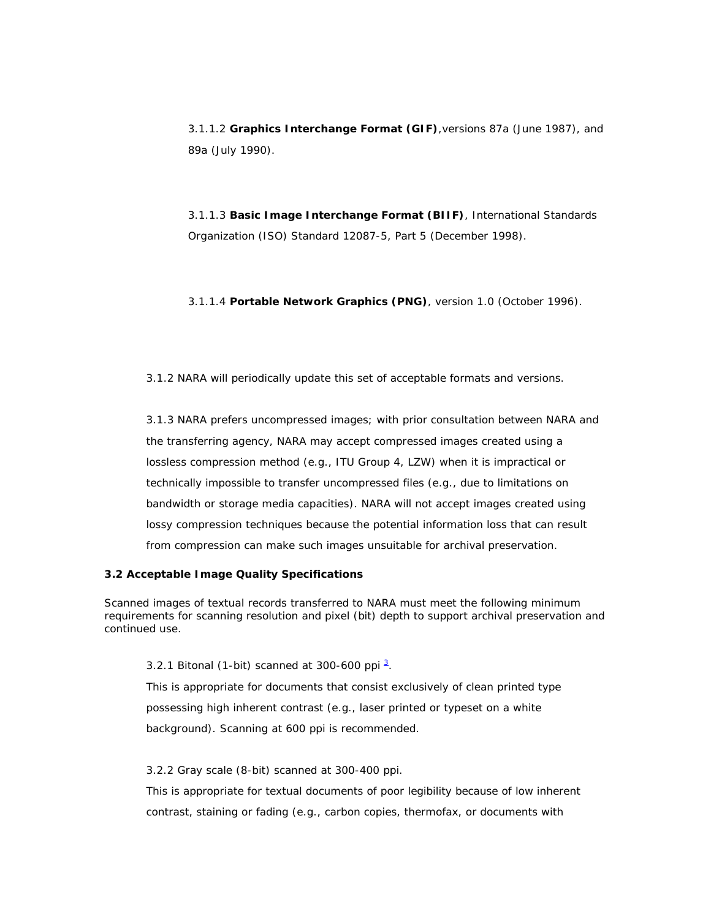3.1.1.2 **Graphics Interchange Format (GIF)**,versions 87a (June 1987), and 89a (July 1990).

3.1.1.3 **Basic Image Interchange Format (BIIF)**, International Standards Organization (ISO) Standard 12087-5, Part 5 (December 1998).

3.1.1.4 **Portable Network Graphics (PNG)**, version 1.0 (October 1996).

3.1.2 NARA will periodically update this set of acceptable formats and versions.

3.1.3 NARA prefers uncompressed images; with prior consultation between NARA and the transferring agency, NARA may accept compressed images created using a lossless compression method (e.g., ITU Group 4, LZW) when it is impractical or technically impossible to transfer uncompressed files (e.g., due to limitations on bandwidth or storage media capacities). NARA will not accept images created using lossy compression techniques because the potential information loss that can result from compression can make such images unsuitable for archival preservation.

**3.2 Acceptable Image Quality Specifications**

Scanned images of textual records transferred to NARA must meet the following minimum requirements for scanning resolution and pixel (bit) depth to support archival preservation and continued use.

3.2.1 Bitonal (1-bit) scanned at 300-600 ppi [3].

This is appropriate for documents that consist exclusively of clean printed type possessing high inherent contrast (e.g., laser printed or typeset on a white background). Scanning at 600 ppi is recommended.

3.2.2 Gray scale (8-bit) scanned at 300-400 ppi.

This is appropriate for textual documents of poor legibility because of low inherent contrast, staining or fading (e.g., carbon copies, thermofax, or documents with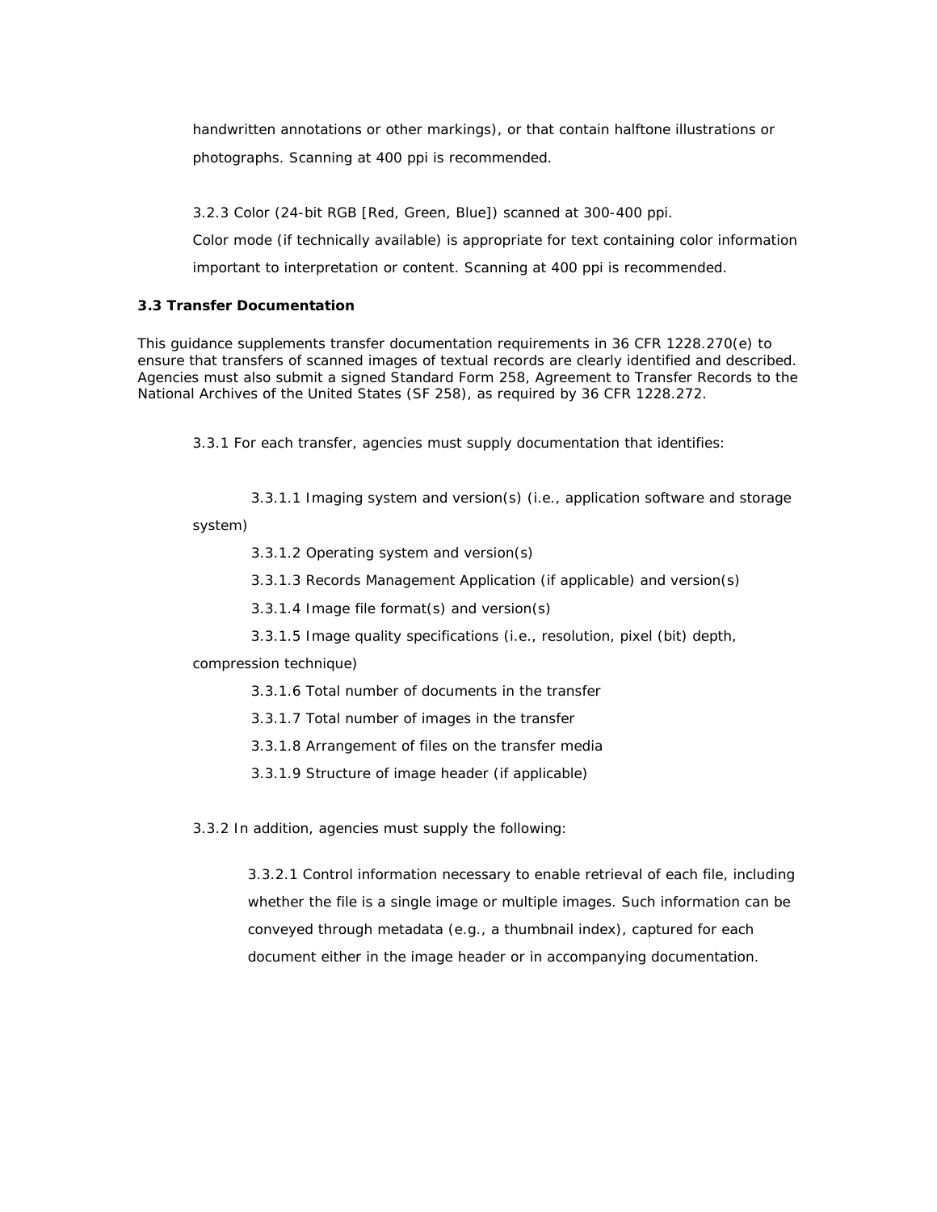handwritten annotations or other markings), or that contain halftone illustrations or photographs. Scanning at 400 ppi is recommended.

3.2.3 Color (24-bit RGB [Red, Green, Blue]) scanned at 300-400 ppi.
Color mode (if technically available) is appropriate for text containing color information important to interpretation or content. Scanning at 400 ppi is recommended.

### 3.3 Transfer Documentation

This guidance supplements transfer documentation requirements in 36 CFR 1228.270(e) to ensure that transfers of scanned images of textual records are clearly identified and described. Agencies must also submit a signed Standard Form 258, Agreement to Transfer Records to the National Archives of the United States (SF 258), as required by 36 CFR 1228.272.

3.3.1 For each transfer, agencies must supply documentation that identifies:

3.3.1.1 Imaging system and version(s) (i.e., application software and storage system)

3.3.1.2 Operating system and version(s)

3.3.1.3 Records Management Application (if applicable) and version(s)

3.3.1.4 Image file format(s) and version(s)

3.3.1.5 Image quality specifications (i.e., resolution, pixel (bit) depth, compression technique)

3.3.1.6 Total number of documents in the transfer

3.3.1.7 Total number of images in the transfer

3.3.1.8 Arrangement of files on the transfer media

3.3.1.9 Structure of image header (if applicable)

3.3.2 In addition, agencies must supply the following:

3.3.2.1 Control information necessary to enable retrieval of each file, including whether the file is a single image or multiple images. Such information can be conveyed through metadata (e.g., a thumbnail index), captured for each document either in the image header or in accompanying documentation.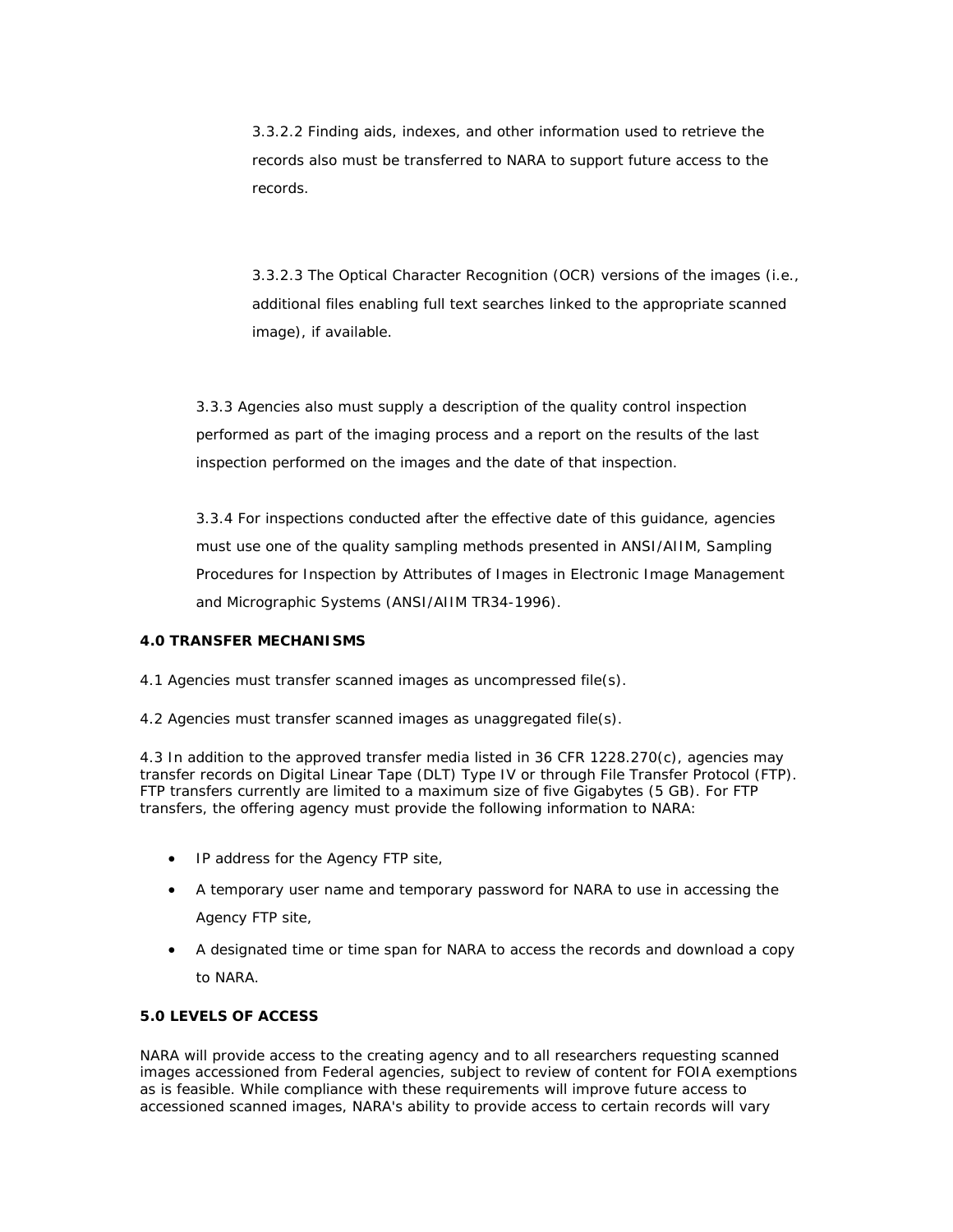3.3.2.2 Finding aids, indexes, and other information used to retrieve the records also must be transferred to NARA to support future access to the records.

3.3.2.3 The Optical Character Recognition (OCR) versions of the images (i.e., additional files enabling full text searches linked to the appropriate scanned image), if available.

3.3.3 Agencies also must supply a description of the quality control inspection performed as part of the imaging process and a report on the results of the last inspection performed on the images and the date of that inspection.

3.3.4 For inspections conducted after the effective date of this guidance, agencies must use one of the quality sampling methods presented in ANSI/AIIM, Sampling Procedures for Inspection by Attributes of Images in Electronic Image Management and Micrographic Systems (ANSI/AIIM TR34-1996).

**4.0 TRANSFER MECHANISMS**

4.1 Agencies must transfer scanned images as uncompressed file(s).

4.2 Agencies must transfer scanned images as unaggregated file(s).

4.3 In addition to the approved transfer media listed in 36 CFR 1228.270(c), agencies may transfer records on Digital Linear Tape (DLT) Type IV or through File Transfer Protocol (FTP). FTP transfers currently are limited to a maximum size of five Gigabytes (5 GB). For FTP transfers, the offering agency must provide the following information to NARA:

- IP address for the Agency FTP site,
- A temporary user name and temporary password for NARA to use in accessing the Agency FTP site,
- A designated time or time span for NARA to access the records and download a copy to NARA.

**5.0 LEVELS OF ACCESS**

NARA will provide access to the creating agency and to all researchers requesting scanned images accessioned from Federal agencies, subject to review of content for FOIA exemptions as is feasible. While compliance with these requirements will improve future access to accessioned scanned images, NARA's ability to provide access to certain records will vary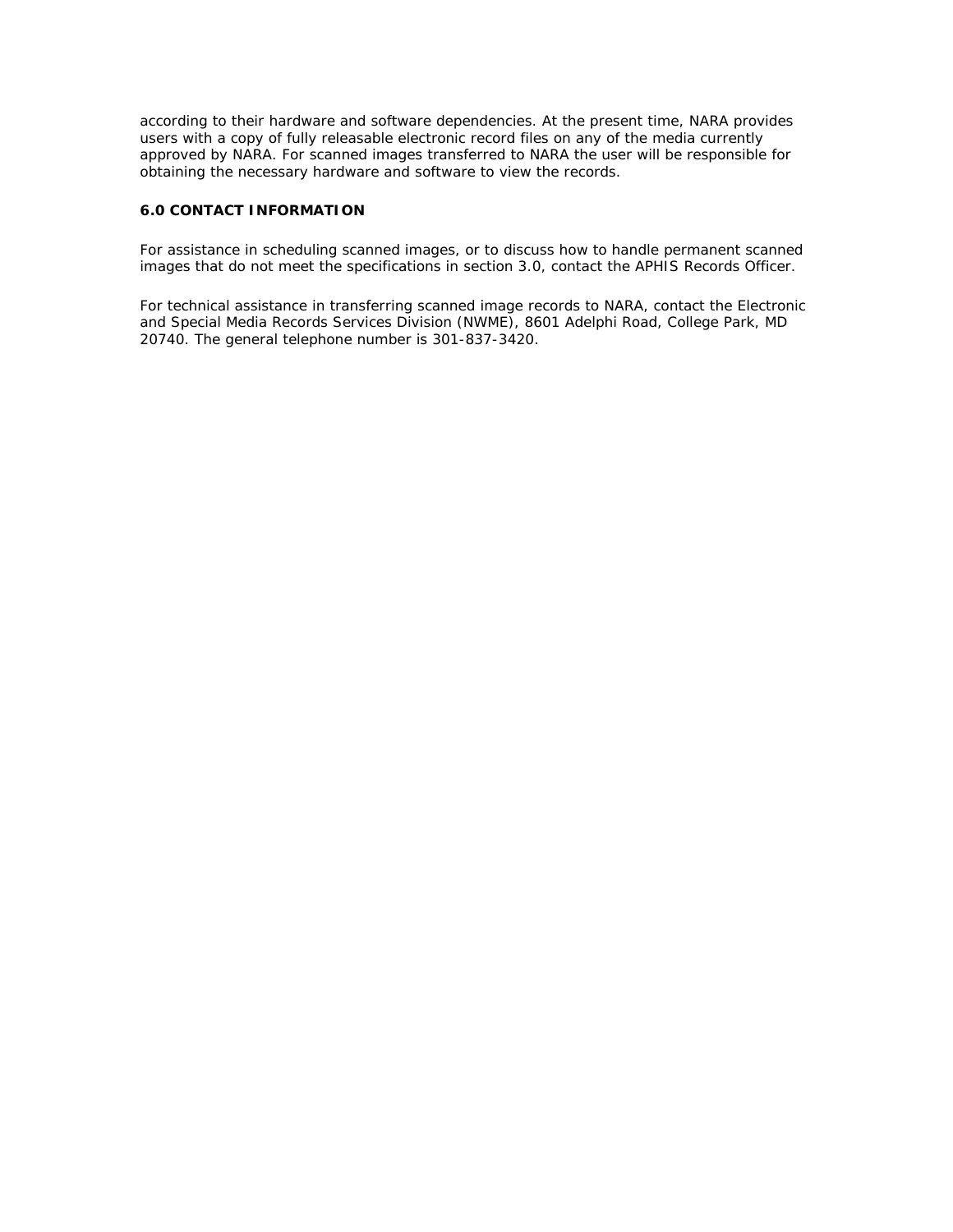according to their hardware and software dependencies. At the present time, NARA provides users with a copy of fully releasable electronic record files on any of the media currently approved by NARA. For scanned images transferred to NARA the user will be responsible for obtaining the necessary hardware and software to view the records.

## 6.0 CONTACT INFORMATION

For assistance in scheduling scanned images, or to discuss how to handle permanent scanned images that do not meet the specifications in section 3.0, contact the APHIS Records Officer.

For technical assistance in transferring scanned image records to NARA, contact the Electronic and Special Media Records Services Division (NWME), 8601 Adelphi Road, College Park, MD 20740. The general telephone number is 301-837-3420.